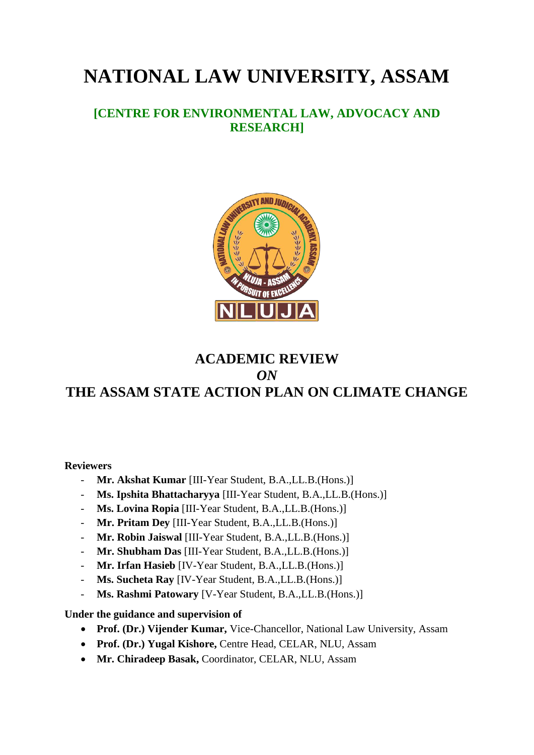# NATIONAL LAW UNIVERSITY, ASSAM

## [CENTRE FOR ENVIRONMENTAL LAW, ADVOCACY AND RESEARCH]

## ACADEMIC REVIEW
## *ON*
## THE ASSAM STATE ACTION PLAN ON CLIMATE CHANGE

**Reviewers**

- **Mr. Akshat Kumar** [III-Year Student, B.A.,LL.B.(Hons.)]
- **Ms. Ipshita Bhattacharyya** [III-Year Student, B.A.,LL.B.(Hons.)]
- **Ms. Lovina Ropia** [III-Year Student, B.A.,LL.B.(Hons.)]
- **Mr. Pritam Dey** [III-Year Student, B.A.,LL.B.(Hons.)]
- **Mr. Robin Jaiswal** [III-Year Student, B.A.,LL.B.(Hons.)]
- **Mr. Shubham Das** [III-Year Student, B.A.,LL.B.(Hons.)]
- **Mr. Irfan Hasieb** [IV-Year Student, B.A.,LL.B.(Hons.)]
- **Ms. Sucheta Ray** [IV-Year Student, B.A.,LL.B.(Hons.)]
- **Ms. Rashmi Patowary** [V-Year Student, B.A.,LL.B.(Hons.)]

**Under the guidance and supervision of**

- **Prof. (Dr.) Vijender Kumar,** Vice-Chancellor, National Law University, Assam
- **Prof. (Dr.) Yugal Kishore,** Centre Head, CELAR, NLU, Assam
- **Mr. Chiradeep Basak,** Coordinator, CELAR, NLU, Assam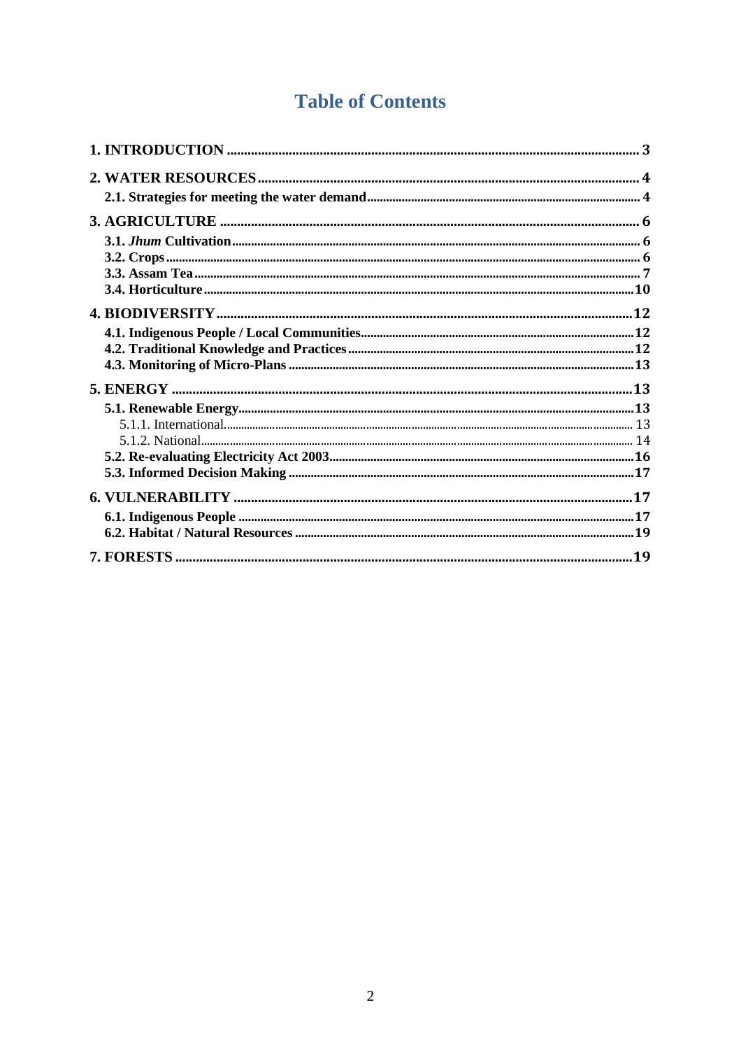# Table of Contents

**1. INTRODUCTION ..... 3**

**2. WATER RESOURCES ..... 4**

- **2.1. Strategies for meeting the water demand ..... 4**

**3. AGRICULTURE ..... 6**

- **3.1. *Jhum* Cultivation ..... 6**
- **3.2. Crops ..... 6**
- **3.3. Assam Tea ..... 7**
- **3.4. Horticulture ..... 10**

**4. BIODIVERSITY ..... 12**

- **4.1. Indigenous People / Local Communities ..... 12**
- **4.2. Traditional Knowledge and Practices ..... 12**
- **4.3. Monitoring of Micro-Plans ..... 13**

**5. ENERGY ..... 13**

- **5.1. Renewable Energy ..... 13**
  - 5.1.1. International ..... 13
  - 5.1.2. National ..... 14
- **5.2. Re-evaluating Electricity Act 2003 ..... 16**
- **5.3. Informed Decision Making ..... 17**

**6. VULNERABILITY ..... 17**

- **6.1. Indigenous People ..... 17**
- **6.2. Habitat / Natural Resources ..... 19**

**7. FORESTS ..... 19**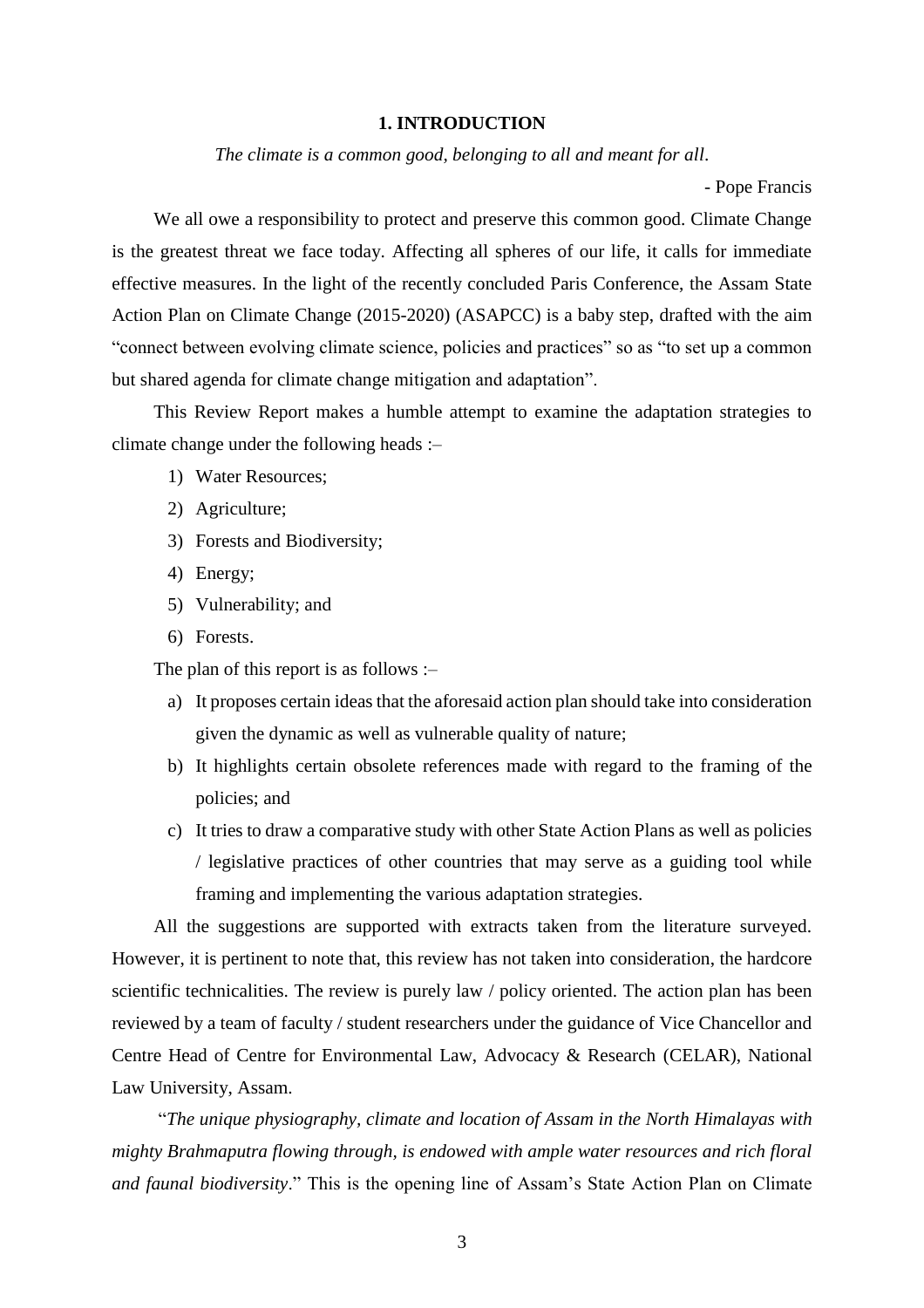# 1. INTRODUCTION

*The climate is a common good, belonging to all and meant for all*.

- Pope Francis

We all owe a responsibility to protect and preserve this common good. Climate Change is the greatest threat we face today. Affecting all spheres of our life, it calls for immediate effective measures. In the light of the recently concluded Paris Conference, the Assam State Action Plan on Climate Change (2015-2020) (ASAPCC) is a baby step, drafted with the aim "connect between evolving climate science, policies and practices" so as "to set up a common but shared agenda for climate change mitigation and adaptation".

This Review Report makes a humble attempt to examine the adaptation strategies to climate change under the following heads :–

1) Water Resources;
2) Agriculture;
3) Forests and Biodiversity;
4) Energy;
5) Vulnerability; and
6) Forests.

The plan of this report is as follows :–

a) It proposes certain ideas that the aforesaid action plan should take into consideration given the dynamic as well as vulnerable quality of nature;
b) It highlights certain obsolete references made with regard to the framing of the policies; and
c) It tries to draw a comparative study with other State Action Plans as well as policies / legislative practices of other countries that may serve as a guiding tool while framing and implementing the various adaptation strategies.

All the suggestions are supported with extracts taken from the literature surveyed. However, it is pertinent to note that, this review has not taken into consideration, the hardcore scientific technicalities. The review is purely law / policy oriented. The action plan has been reviewed by a team of faculty / student researchers under the guidance of Vice Chancellor and Centre Head of Centre for Environmental Law, Advocacy & Research (CELAR), National Law University, Assam.

"*The unique physiography, climate and location of Assam in the North Himalayas with mighty Brahmaputra flowing through, is endowed with ample water resources and rich floral and faunal biodiversity*." This is the opening line of Assam's State Action Plan on Climate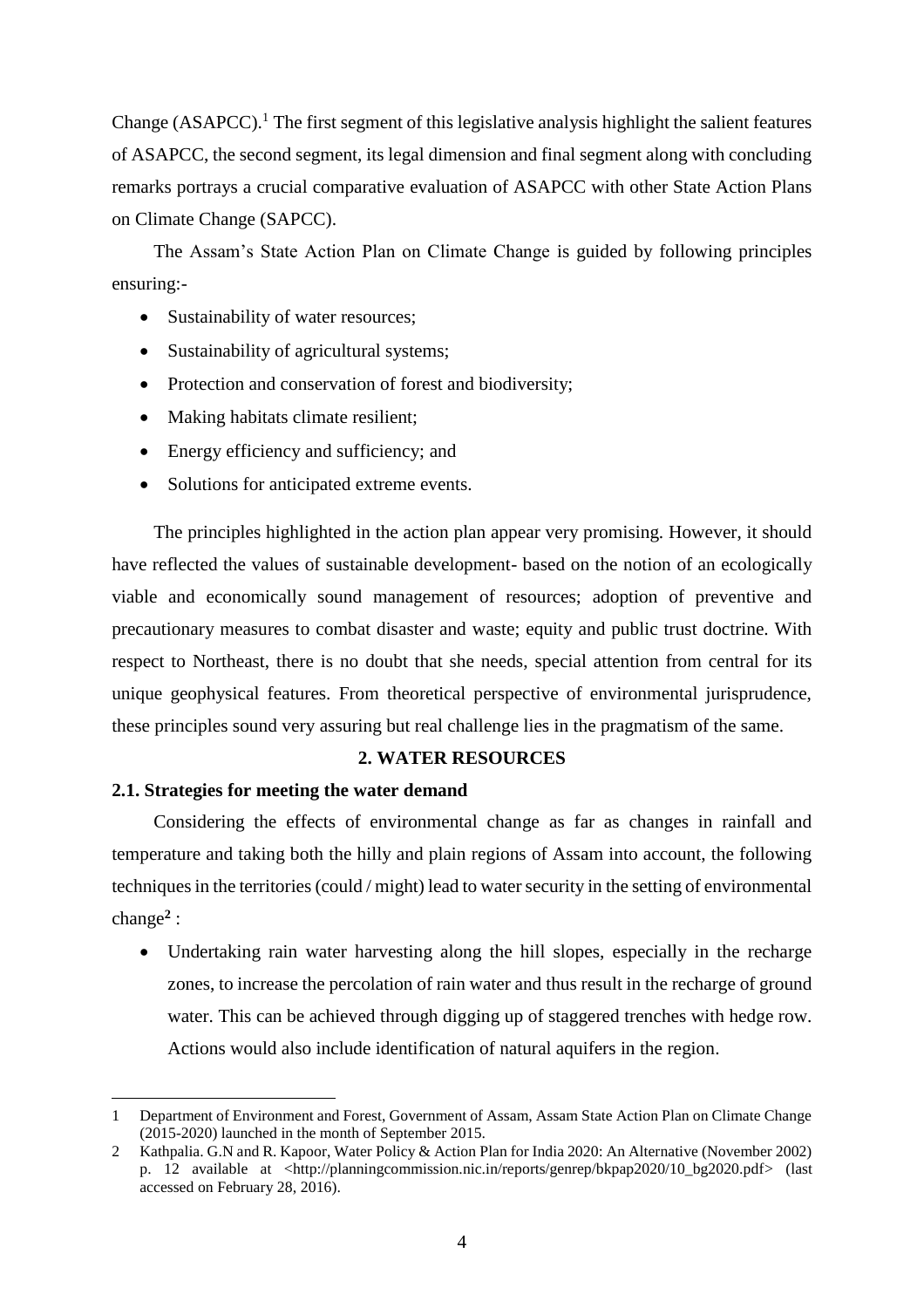Change (ASAPCC).[1] The first segment of this legislative analysis highlight the salient features of ASAPCC, the second segment, its legal dimension and final segment along with concluding remarks portrays a crucial comparative evaluation of ASAPCC with other State Action Plans on Climate Change (SAPCC).

The Assam's State Action Plan on Climate Change is guided by following principles ensuring:-

- Sustainability of water resources;
- Sustainability of agricultural systems;
- Protection and conservation of forest and biodiversity;
- Making habitats climate resilient;
- Energy efficiency and sufficiency; and
- Solutions for anticipated extreme events.

The principles highlighted in the action plan appear very promising. However, it should have reflected the values of sustainable development- based on the notion of an ecologically viable and economically sound management of resources; adoption of preventive and precautionary measures to combat disaster and waste; equity and public trust doctrine. With respect to Northeast, there is no doubt that she needs, special attention from central for its unique geophysical features. From theoretical perspective of environmental jurisprudence, these principles sound very assuring but real challenge lies in the pragmatism of the same.

## 2. WATER RESOURCES

### 2.1. Strategies for meeting the water demand

Considering the effects of environmental change as far as changes in rainfall and temperature and taking both the hilly and plain regions of Assam into account, the following techniques in the territories (could / might) lead to water security in the setting of environmental change[2] :

- Undertaking rain water harvesting along the hill slopes, especially in the recharge zones, to increase the percolation of rain water and thus result in the recharge of ground water. This can be achieved through digging up of staggered trenches with hedge row. Actions would also include identification of natural aquifers in the region.

---

1 Department of Environment and Forest, Government of Assam, Assam State Action Plan on Climate Change (2015-2020) launched in the month of September 2015.

2 Kathpalia. G.N and R. Kapoor, Water Policy & Action Plan for India 2020: An Alternative (November 2002) p. 12 available at <http://planningcommission.nic.in/reports/genrep/bkpap2020/10_bg2020.pdf> (last accessed on February 28, 2016).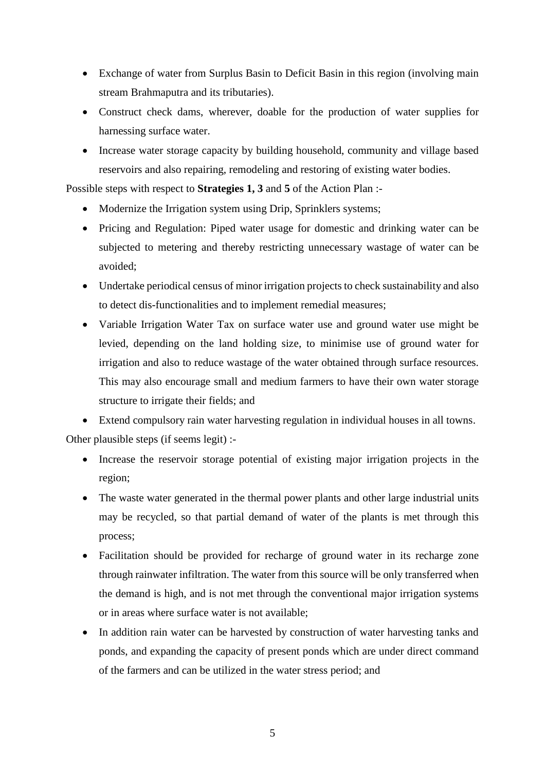- Exchange of water from Surplus Basin to Deficit Basin in this region (involving main stream Brahmaputra and its tributaries).
- Construct check dams, wherever, doable for the production of water supplies for harnessing surface water.
- Increase water storage capacity by building household, community and village based reservoirs and also repairing, remodeling and restoring of existing water bodies.

Possible steps with respect to **Strategies 1, 3** and **5** of the Action Plan :-

- Modernize the Irrigation system using Drip, Sprinklers systems;
- Pricing and Regulation: Piped water usage for domestic and drinking water can be subjected to metering and thereby restricting unnecessary wastage of water can be avoided;
- Undertake periodical census of minor irrigation projects to check sustainability and also to detect dis-functionalities and to implement remedial measures;
- Variable Irrigation Water Tax on surface water use and ground water use might be levied, depending on the land holding size, to minimise use of ground water for irrigation and also to reduce wastage of the water obtained through surface resources. This may also encourage small and medium farmers to have their own water storage structure to irrigate their fields; and
- Extend compulsory rain water harvesting regulation in individual houses in all towns.

Other plausible steps (if seems legit) :-

- Increase the reservoir storage potential of existing major irrigation projects in the region;
- The waste water generated in the thermal power plants and other large industrial units may be recycled, so that partial demand of water of the plants is met through this process;
- Facilitation should be provided for recharge of ground water in its recharge zone through rainwater infiltration. The water from this source will be only transferred when the demand is high, and is not met through the conventional major irrigation systems or in areas where surface water is not available;
- In addition rain water can be harvested by construction of water harvesting tanks and ponds, and expanding the capacity of present ponds which are under direct command of the farmers and can be utilized in the water stress period; and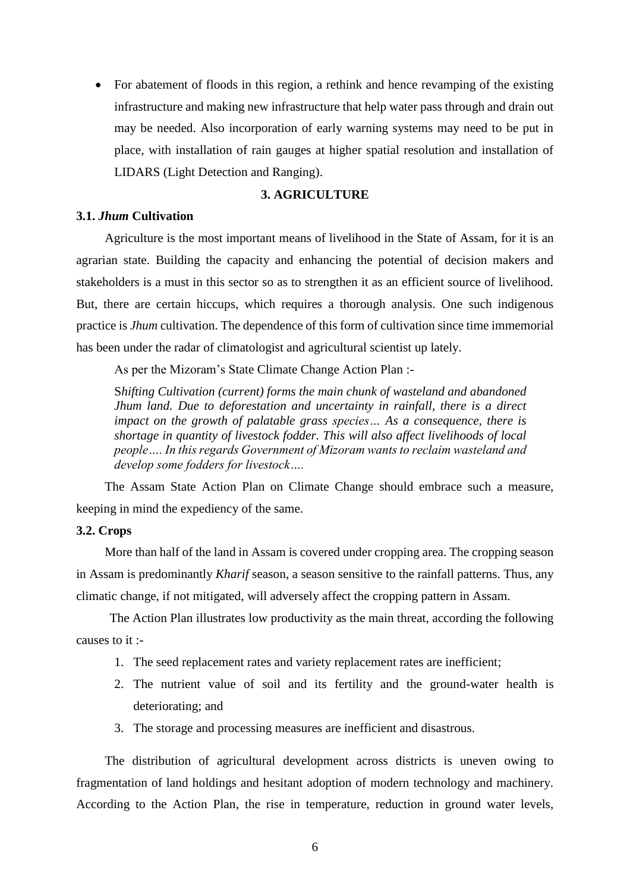- For abatement of floods in this region, a rethink and hence revamping of the existing infrastructure and making new infrastructure that help water pass through and drain out may be needed. Also incorporation of early warning systems may need to be put in place, with installation of rain gauges at higher spatial resolution and installation of LIDARS (Light Detection and Ranging).

## 3. AGRICULTURE

### 3.1. *Jhum* Cultivation

Agriculture is the most important means of livelihood in the State of Assam, for it is an agrarian state. Building the capacity and enhancing the potential of decision makers and stakeholders is a must in this sector so as to strengthen it as an efficient source of livelihood. But, there are certain hiccups, which requires a thorough analysis. One such indigenous practice is *Jhum* cultivation. The dependence of this form of cultivation since time immemorial has been under the radar of climatologist and agricultural scientist up lately.

As per the Mizoram's State Climate Change Action Plan :-

> *Shifting Cultivation (current) forms the main chunk of wasteland and abandoned Jhum land. Due to deforestation and uncertainty in rainfall, there is a direct impact on the growth of palatable grass species… As a consequence, there is shortage in quantity of livestock fodder. This will also affect livelihoods of local people…. In this regards Government of Mizoram wants to reclaim wasteland and develop some fodders for livestock….*

The Assam State Action Plan on Climate Change should embrace such a measure, keeping in mind the expediency of the same.

### 3.2. Crops

More than half of the land in Assam is covered under cropping area. The cropping season in Assam is predominantly *Kharif* season, a season sensitive to the rainfall patterns. Thus, any climatic change, if not mitigated, will adversely affect the cropping pattern in Assam.

The Action Plan illustrates low productivity as the main threat, according the following causes to it :-

1. The seed replacement rates and variety replacement rates are inefficient;
2. The nutrient value of soil and its fertility and the ground-water health is deteriorating; and
3. The storage and processing measures are inefficient and disastrous.

The distribution of agricultural development across districts is uneven owing to fragmentation of land holdings and hesitant adoption of modern technology and machinery. According to the Action Plan, the rise in temperature, reduction in ground water levels,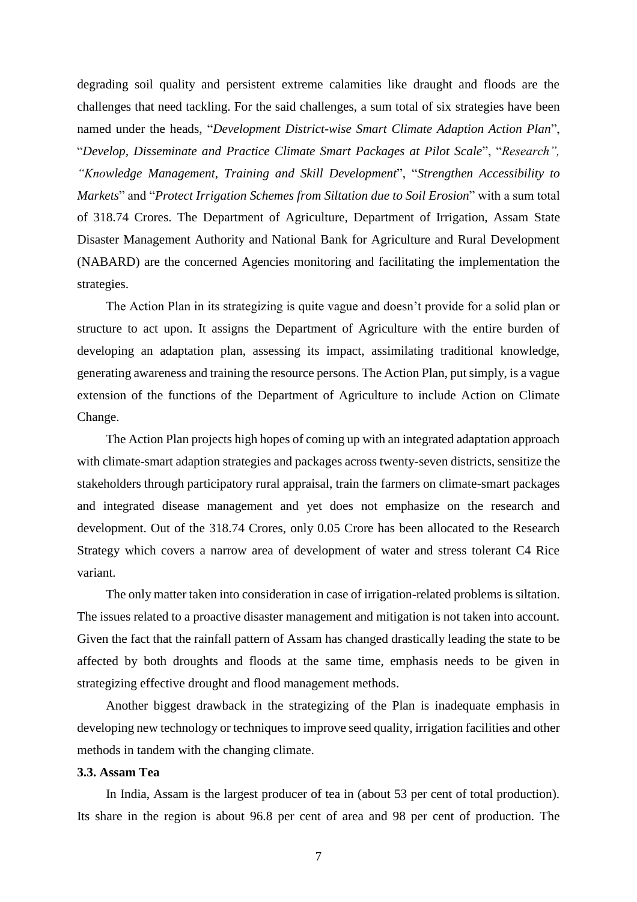degrading soil quality and persistent extreme calamities like draught and floods are the challenges that need tackling. For the said challenges, a sum total of six strategies have been named under the heads, "*Development District-wise Smart Climate Adaption Action Plan*", "*Develop, Disseminate and Practice Climate Smart Packages at Pilot Scale*", "*Research", "Knowledge Management, Training and Skill Development*", "*Strengthen Accessibility to Markets*" and "*Protect Irrigation Schemes from Siltation due to Soil Erosion*" with a sum total of 318.74 Crores. The Department of Agriculture, Department of Irrigation, Assam State Disaster Management Authority and National Bank for Agriculture and Rural Development (NABARD) are the concerned Agencies monitoring and facilitating the implementation the strategies.

The Action Plan in its strategizing is quite vague and doesn't provide for a solid plan or structure to act upon. It assigns the Department of Agriculture with the entire burden of developing an adaptation plan, assessing its impact, assimilating traditional knowledge, generating awareness and training the resource persons. The Action Plan, put simply, is a vague extension of the functions of the Department of Agriculture to include Action on Climate Change.

The Action Plan projects high hopes of coming up with an integrated adaptation approach with climate-smart adaption strategies and packages across twenty-seven districts, sensitize the stakeholders through participatory rural appraisal, train the farmers on climate-smart packages and integrated disease management and yet does not emphasize on the research and development. Out of the 318.74 Crores, only 0.05 Crore has been allocated to the Research Strategy which covers a narrow area of development of water and stress tolerant C4 Rice variant.

The only matter taken into consideration in case of irrigation-related problems is siltation. The issues related to a proactive disaster management and mitigation is not taken into account. Given the fact that the rainfall pattern of Assam has changed drastically leading the state to be affected by both droughts and floods at the same time, emphasis needs to be given in strategizing effective drought and flood management methods.

Another biggest drawback in the strategizing of the Plan is inadequate emphasis in developing new technology or techniques to improve seed quality, irrigation facilities and other methods in tandem with the changing climate.

### 3.3. Assam Tea

In India, Assam is the largest producer of tea in (about 53 per cent of total production). Its share in the region is about 96.8 per cent of area and 98 per cent of production. The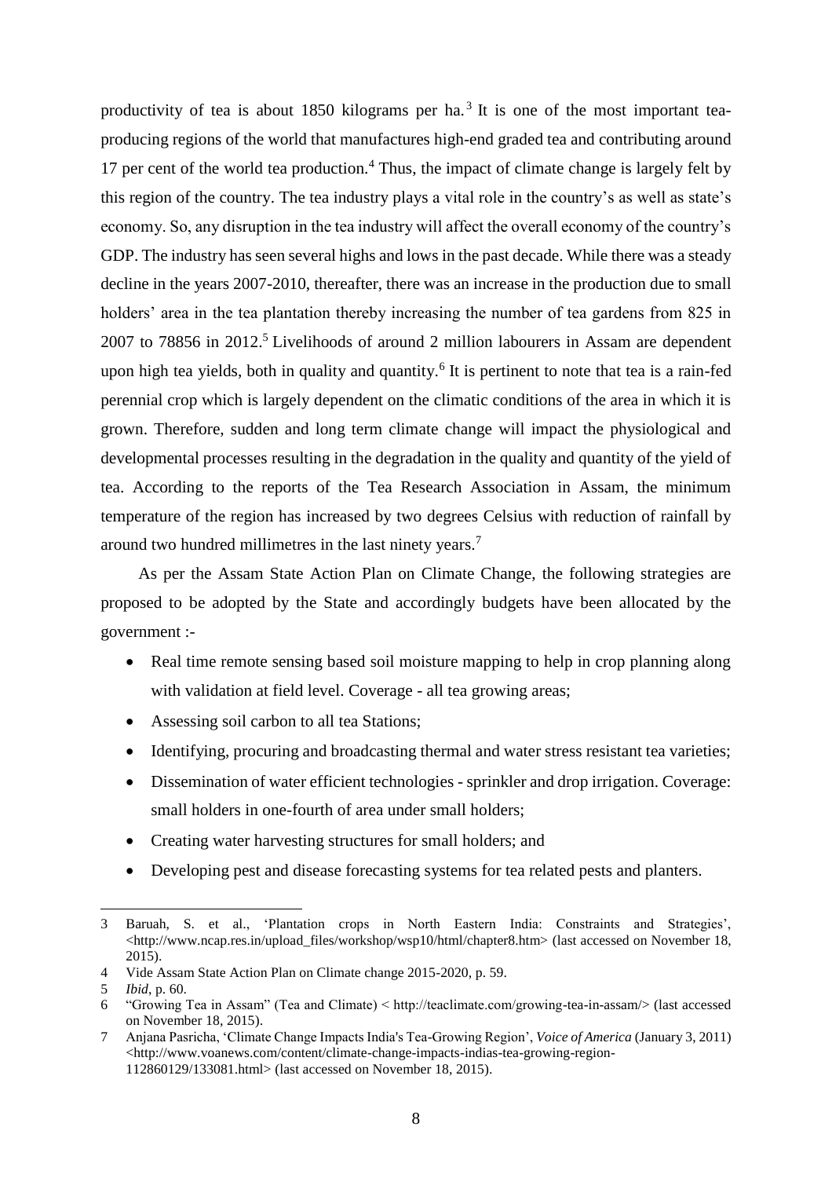productivity of tea is about 1850 kilograms per ha.[3] It is one of the most important tea-producing regions of the world that manufactures high-end graded tea and contributing around 17 per cent of the world tea production.[4] Thus, the impact of climate change is largely felt by this region of the country. The tea industry plays a vital role in the country's as well as state's economy. So, any disruption in the tea industry will affect the overall economy of the country's GDP. The industry has seen several highs and lows in the past decade. While there was a steady decline in the years 2007-2010, thereafter, there was an increase in the production due to small holders' area in the tea plantation thereby increasing the number of tea gardens from 825 in 2007 to 78856 in 2012.[5] Livelihoods of around 2 million labourers in Assam are dependent upon high tea yields, both in quality and quantity.[6] It is pertinent to note that tea is a rain-fed perennial crop which is largely dependent on the climatic conditions of the area in which it is grown. Therefore, sudden and long term climate change will impact the physiological and developmental processes resulting in the degradation in the quality and quantity of the yield of tea. According to the reports of the Tea Research Association in Assam, the minimum temperature of the region has increased by two degrees Celsius with reduction of rainfall by around two hundred millimetres in the last ninety years.[7]

As per the Assam State Action Plan on Climate Change, the following strategies are proposed to be adopted by the State and accordingly budgets have been allocated by the government :-

- Real time remote sensing based soil moisture mapping to help in crop planning along with validation at field level. Coverage - all tea growing areas;
- Assessing soil carbon to all tea Stations;
- Identifying, procuring and broadcasting thermal and water stress resistant tea varieties;
- Dissemination of water efficient technologies - sprinkler and drop irrigation. Coverage: small holders in one-fourth of area under small holders;
- Creating water harvesting structures for small holders; and
- Developing pest and disease forecasting systems for tea related pests and planters.

---

3 Baruah, S. et al., 'Plantation crops in North Eastern India: Constraints and Strategies', <http://www.ncap.res.in/upload_files/workshop/wsp10/html/chapter8.htm> (last accessed on November 18, 2015).

4 Vide Assam State Action Plan on Climate change 2015-2020, p. 59.

5 *Ibid*, p. 60.

6 "Growing Tea in Assam" (Tea and Climate) < http://teaclimate.com/growing-tea-in-assam/> (last accessed on November 18, 2015).

7 Anjana Pasricha, 'Climate Change Impacts India's Tea-Growing Region', *Voice of America* (January 3, 2011) <http://www.voanews.com/content/climate-change-impacts-indias-tea-growing-region-112860129/133081.html> (last accessed on November 18, 2015).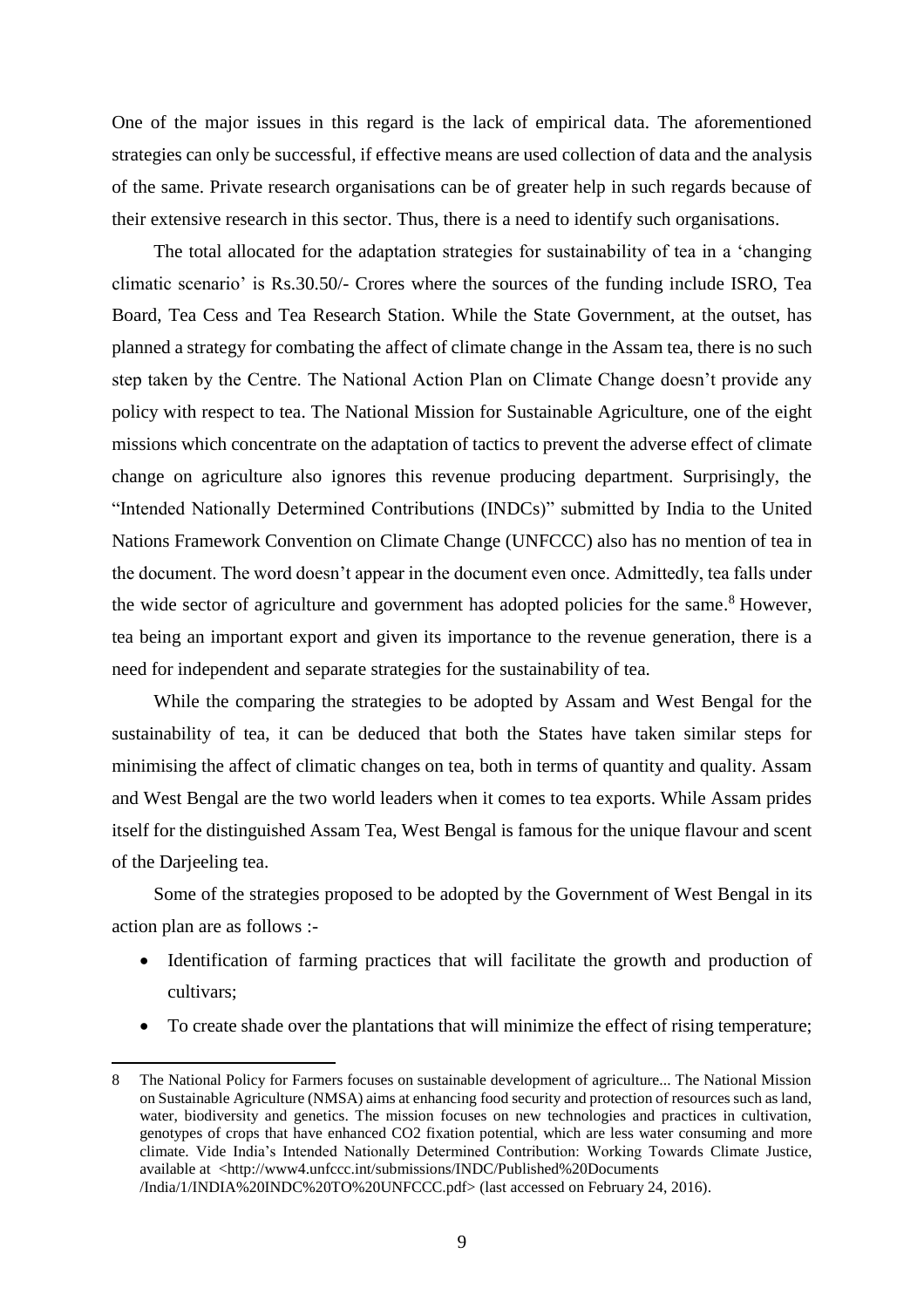One of the major issues in this regard is the lack of empirical data. The aforementioned strategies can only be successful, if effective means are used collection of data and the analysis of the same. Private research organisations can be of greater help in such regards because of their extensive research in this sector. Thus, there is a need to identify such organisations.

The total allocated for the adaptation strategies for sustainability of tea in a 'changing climatic scenario' is Rs.30.50/- Crores where the sources of the funding include ISRO, Tea Board, Tea Cess and Tea Research Station. While the State Government, at the outset, has planned a strategy for combating the affect of climate change in the Assam tea, there is no such step taken by the Centre. The National Action Plan on Climate Change doesn't provide any policy with respect to tea. The National Mission for Sustainable Agriculture, one of the eight missions which concentrate on the adaptation of tactics to prevent the adverse effect of climate change on agriculture also ignores this revenue producing department. Surprisingly, the "Intended Nationally Determined Contributions (INDCs)" submitted by India to the United Nations Framework Convention on Climate Change (UNFCCC) also has no mention of tea in the document. The word doesn't appear in the document even once. Admittedly, tea falls under the wide sector of agriculture and government has adopted policies for the same.[8] However, tea being an important export and given its importance to the revenue generation, there is a need for independent and separate strategies for the sustainability of tea.

While the comparing the strategies to be adopted by Assam and West Bengal for the sustainability of tea, it can be deduced that both the States have taken similar steps for minimising the affect of climatic changes on tea, both in terms of quantity and quality. Assam and West Bengal are the two world leaders when it comes to tea exports. While Assam prides itself for the distinguished Assam Tea, West Bengal is famous for the unique flavour and scent of the Darjeeling tea.

Some of the strategies proposed to be adopted by the Government of West Bengal in its action plan are as follows :-

- Identification of farming practices that will facilitate the growth and production of cultivars;
- To create shade over the plantations that will minimize the effect of rising temperature;

---

8 The National Policy for Farmers focuses on sustainable development of agriculture... The National Mission on Sustainable Agriculture (NMSA) aims at enhancing food security and protection of resources such as land, water, biodiversity and genetics. The mission focuses on new technologies and practices in cultivation, genotypes of crops that have enhanced CO2 fixation potential, which are less water consuming and more climate. Vide India's Intended Nationally Determined Contribution: Working Towards Climate Justice, available at <http://www4.unfccc.int/submissions/INDC/Published%20Documents/India/1/INDIA%20INDC%20TO%20UNFCCC.pdf> (last accessed on February 24, 2016).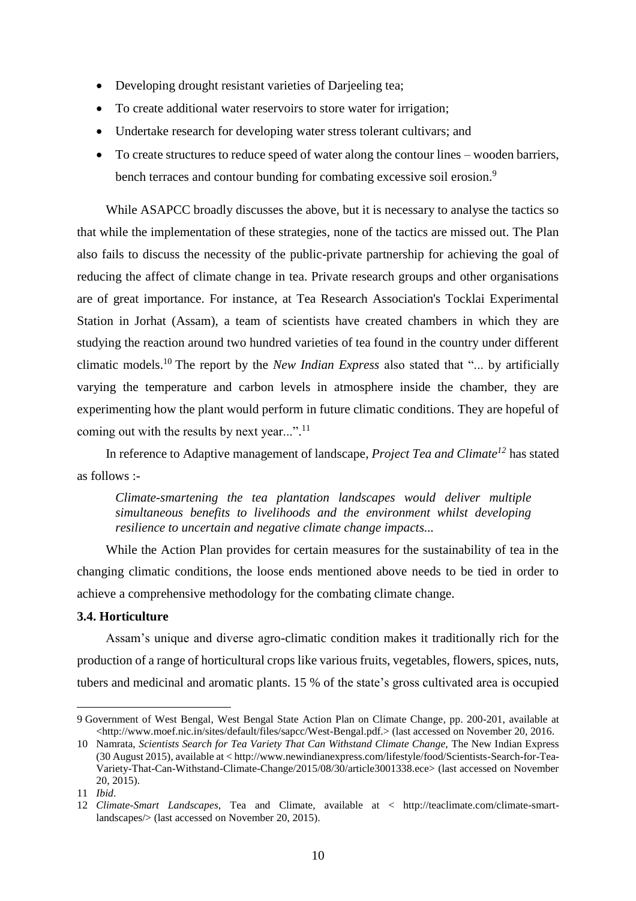- Developing drought resistant varieties of Darjeeling tea;
- To create additional water reservoirs to store water for irrigation;
- Undertake research for developing water stress tolerant cultivars; and
- To create structures to reduce speed of water along the contour lines – wooden barriers, bench terraces and contour bunding for combating excessive soil erosion.[9]

While ASAPCC broadly discusses the above, but it is necessary to analyse the tactics so that while the implementation of these strategies, none of the tactics are missed out. The Plan also fails to discuss the necessity of the public-private partnership for achieving the goal of reducing the affect of climate change in tea. Private research groups and other organisations are of great importance. For instance, at Tea Research Association's Tocklai Experimental Station in Jorhat (Assam), a team of scientists have created chambers in which they are studying the reaction around two hundred varieties of tea found in the country under different climatic models.[10] The report by the *New Indian Express* also stated that "... by artificially varying the temperature and carbon levels in atmosphere inside the chamber, they are experimenting how the plant would perform in future climatic conditions. They are hopeful of coming out with the results by next year...".[11]

In reference to Adaptive management of landscape, *Project Tea and Climate*[12] has stated as follows :-

> *Climate-smartening the tea plantation landscapes would deliver multiple simultaneous benefits to livelihoods and the environment whilst developing resilience to uncertain and negative climate change impacts...*

While the Action Plan provides for certain measures for the sustainability of tea in the changing climatic conditions, the loose ends mentioned above needs to be tied in order to achieve a comprehensive methodology for the combating climate change.

### 3.4. Horticulture

Assam's unique and diverse agro-climatic condition makes it traditionally rich for the production of a range of horticultural crops like various fruits, vegetables, flowers, spices, nuts, tubers and medicinal and aromatic plants. 15 % of the state's gross cultivated area is occupied

---

9 Government of West Bengal, West Bengal State Action Plan on Climate Change, pp. 200-201, available at <http://www.moef.nic.in/sites/default/files/sapcc/West-Bengal.pdf.> (last accessed on November 20, 2016.

10 Namrata, *Scientists Search for Tea Variety That Can Withstand Climate Change,* The New Indian Express (30 August 2015), available at < http://www.newindianexpress.com/lifestyle/food/Scientists-Search-for-Tea-Variety-That-Can-Withstand-Climate-Change/2015/08/30/article3001338.ece> (last accessed on November 20, 2015).

11 *Ibid*.

12 *Climate-Smart Landscapes,* Tea and Climate, available at < http://teaclimate.com/climate-smart-landscapes/> (last accessed on November 20, 2015).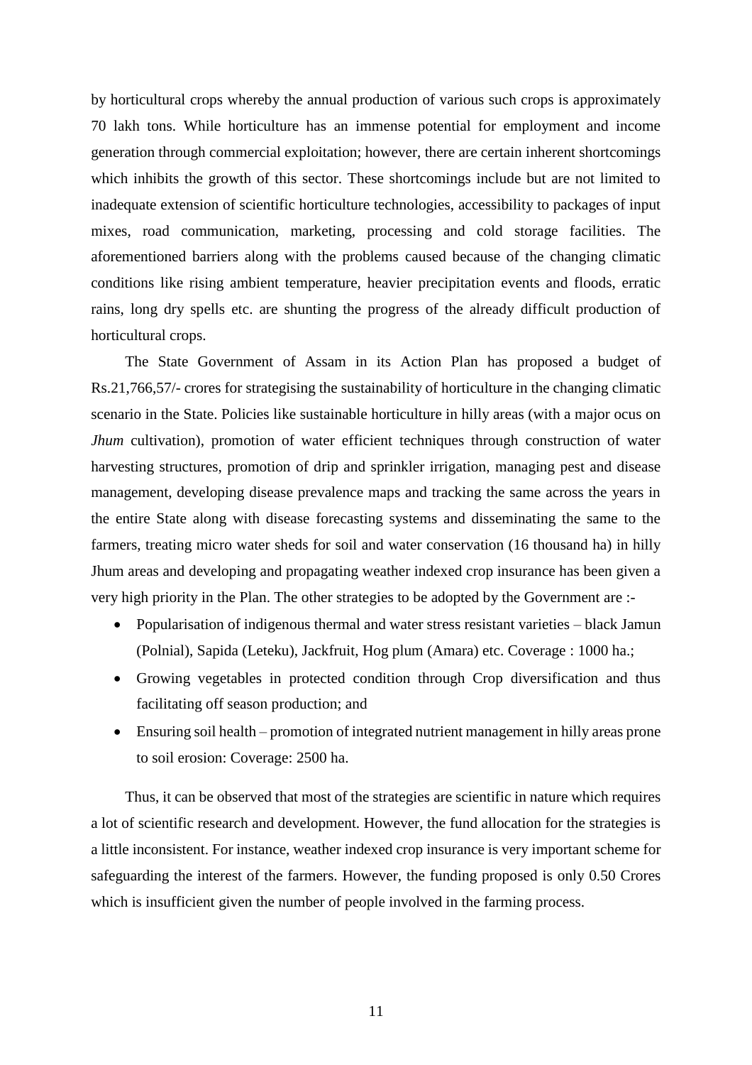by horticultural crops whereby the annual production of various such crops is approximately 70 lakh tons. While horticulture has an immense potential for employment and income generation through commercial exploitation; however, there are certain inherent shortcomings which inhibits the growth of this sector. These shortcomings include but are not limited to inadequate extension of scientific horticulture technologies, accessibility to packages of input mixes, road communication, marketing, processing and cold storage facilities. The aforementioned barriers along with the problems caused because of the changing climatic conditions like rising ambient temperature, heavier precipitation events and floods, erratic rains, long dry spells etc. are shunting the progress of the already difficult production of horticultural crops.

The State Government of Assam in its Action Plan has proposed a budget of Rs.21,766,57/- crores for strategising the sustainability of horticulture in the changing climatic scenario in the State. Policies like sustainable horticulture in hilly areas (with a major ocus on *Jhum* cultivation), promotion of water efficient techniques through construction of water harvesting structures, promotion of drip and sprinkler irrigation, managing pest and disease management, developing disease prevalence maps and tracking the same across the years in the entire State along with disease forecasting systems and disseminating the same to the farmers, treating micro water sheds for soil and water conservation (16 thousand ha) in hilly Jhum areas and developing and propagating weather indexed crop insurance has been given a very high priority in the Plan. The other strategies to be adopted by the Government are :-

- Popularisation of indigenous thermal and water stress resistant varieties – black Jamun (Polnial), Sapida (Leteku), Jackfruit, Hog plum (Amara) etc. Coverage : 1000 ha.;
- Growing vegetables in protected condition through Crop diversification and thus facilitating off season production; and
- Ensuring soil health – promotion of integrated nutrient management in hilly areas prone to soil erosion: Coverage: 2500 ha.

Thus, it can be observed that most of the strategies are scientific in nature which requires a lot of scientific research and development. However, the fund allocation for the strategies is a little inconsistent. For instance, weather indexed crop insurance is very important scheme for safeguarding the interest of the farmers. However, the funding proposed is only 0.50 Crores which is insufficient given the number of people involved in the farming process.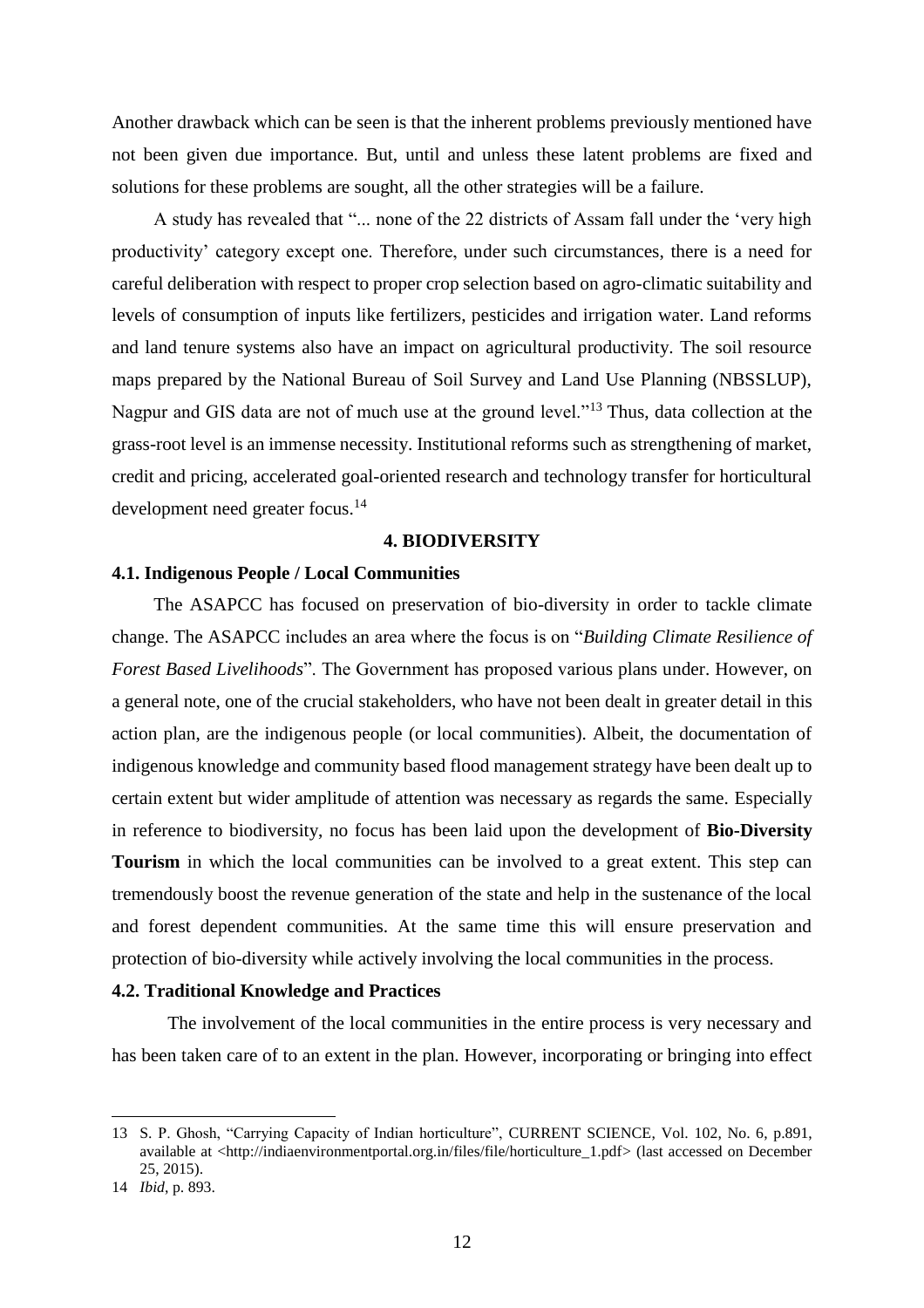Another drawback which can be seen is that the inherent problems previously mentioned have not been given due importance. But, until and unless these latent problems are fixed and solutions for these problems are sought, all the other strategies will be a failure.

A study has revealed that "... none of the 22 districts of Assam fall under the 'very high productivity' category except one. Therefore, under such circumstances, there is a need for careful deliberation with respect to proper crop selection based on agro-climatic suitability and levels of consumption of inputs like fertilizers, pesticides and irrigation water. Land reforms and land tenure systems also have an impact on agricultural productivity. The soil resource maps prepared by the National Bureau of Soil Survey and Land Use Planning (NBSSLUP), Nagpur and GIS data are not of much use at the ground level."[13] Thus, data collection at the grass-root level is an immense necessity. Institutional reforms such as strengthening of market, credit and pricing, accelerated goal-oriented research and technology transfer for horticultural development need greater focus.[14]

## 4. BIODIVERSITY

### 4.1. Indigenous People / Local Communities

The ASAPCC has focused on preservation of bio-diversity in order to tackle climate change. The ASAPCC includes an area where the focus is on "*Building Climate Resilience of Forest Based Livelihoods*". The Government has proposed various plans under. However, on a general note, one of the crucial stakeholders, who have not been dealt in greater detail in this action plan, are the indigenous people (or local communities). Albeit, the documentation of indigenous knowledge and community based flood management strategy have been dealt up to certain extent but wider amplitude of attention was necessary as regards the same. Especially in reference to biodiversity, no focus has been laid upon the development of **Bio-Diversity Tourism** in which the local communities can be involved to a great extent. This step can tremendously boost the revenue generation of the state and help in the sustenance of the local and forest dependent communities. At the same time this will ensure preservation and protection of bio-diversity while actively involving the local communities in the process.

### 4.2. Traditional Knowledge and Practices

The involvement of the local communities in the entire process is very necessary and has been taken care of to an extent in the plan. However, incorporating or bringing into effect

---

13 S. P. Ghosh, "Carrying Capacity of Indian horticulture", CURRENT SCIENCE, Vol. 102, No. 6, p.891, available at <http://indiaenvironmentportal.org.in/files/file/horticulture_1.pdf> (last accessed on December 25, 2015).

14 *Ibid*, p. 893.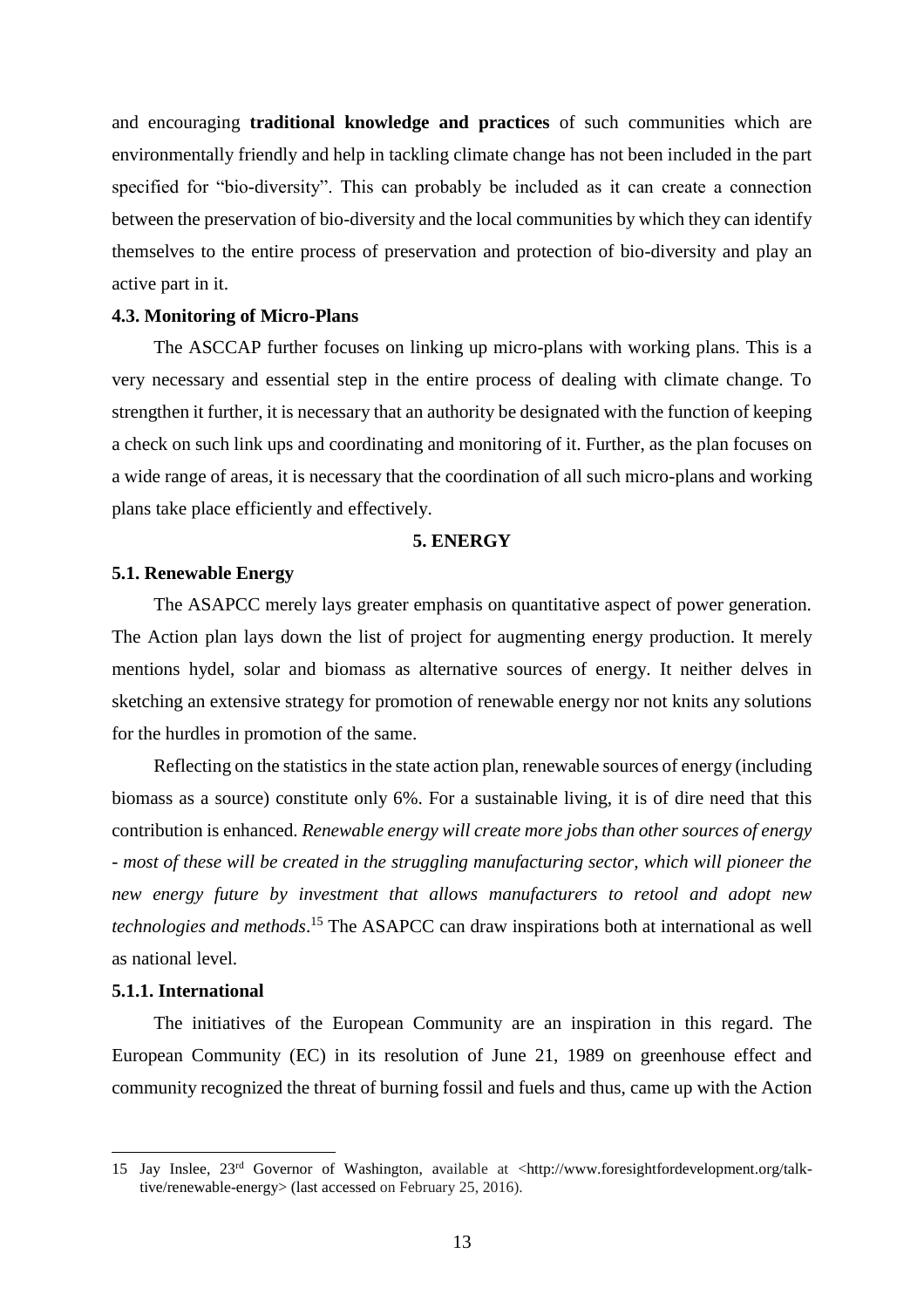and encouraging **traditional knowledge and practices** of such communities which are environmentally friendly and help in tackling climate change has not been included in the part specified for "bio-diversity". This can probably be included as it can create a connection between the preservation of bio-diversity and the local communities by which they can identify themselves to the entire process of preservation and protection of bio-diversity and play an active part in it.

### 4.3. Monitoring of Micro-Plans

The ASCCAP further focuses on linking up micro-plans with working plans. This is a very necessary and essential step in the entire process of dealing with climate change. To strengthen it further, it is necessary that an authority be designated with the function of keeping a check on such link ups and coordinating and monitoring of it. Further, as the plan focuses on a wide range of areas, it is necessary that the coordination of all such micro-plans and working plans take place efficiently and effectively.

## 5. ENERGY

### 5.1. Renewable Energy

The ASAPCC merely lays greater emphasis on quantitative aspect of power generation. The Action plan lays down the list of project for augmenting energy production. It merely mentions hydel, solar and biomass as alternative sources of energy. It neither delves in sketching an extensive strategy for promotion of renewable energy nor not knits any solutions for the hurdles in promotion of the same.

Reflecting on the statistics in the state action plan, renewable sources of energy (including biomass as a source) constitute only 6%. For a sustainable living, it is of dire need that this contribution is enhanced. *Renewable energy will create more jobs than other sources of energy - most of these will be created in the struggling manufacturing sector, which will pioneer the new energy future by investment that allows manufacturers to retool and adopt new technologies and methods*.[15] The ASAPCC can draw inspirations both at international as well as national level.

#### 5.1.1. International

The initiatives of the European Community are an inspiration in this regard. The European Community (EC) in its resolution of June 21, 1989 on greenhouse effect and community recognized the threat of burning fossil and fuels and thus, came up with the Action

---

15 Jay Inslee, 23rd Governor of Washington, available at <http://www.foresightfordevelopment.org/talk-tive/renewable-energy> (last accessed on February 25, 2016).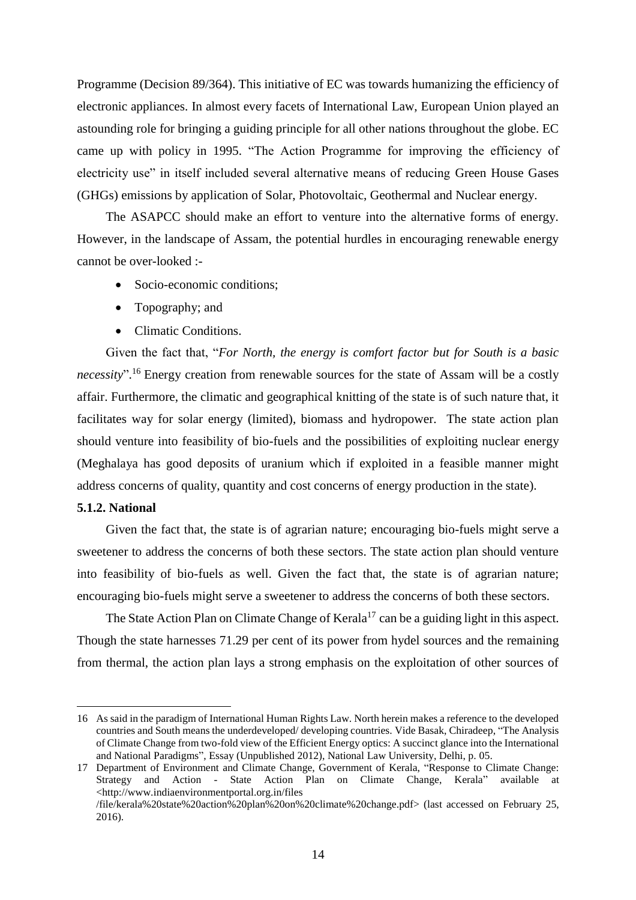Programme (Decision 89/364). This initiative of EC was towards humanizing the efficiency of electronic appliances. In almost every facets of International Law, European Union played an astounding role for bringing a guiding principle for all other nations throughout the globe. EC came up with policy in 1995. "The Action Programme for improving the efficiency of electricity use" in itself included several alternative means of reducing Green House Gases (GHGs) emissions by application of Solar, Photovoltaic, Geothermal and Nuclear energy.

The ASAPCC should make an effort to venture into the alternative forms of energy. However, in the landscape of Assam, the potential hurdles in encouraging renewable energy cannot be over-looked :-

- Socio-economic conditions;
- Topography; and
- Climatic Conditions.

Given the fact that, "*For North, the energy is comfort factor but for South is a basic necessity*".[16] Energy creation from renewable sources for the state of Assam will be a costly affair. Furthermore, the climatic and geographical knitting of the state is of such nature that, it facilitates way for solar energy (limited), biomass and hydropower. The state action plan should venture into feasibility of bio-fuels and the possibilities of exploiting nuclear energy (Meghalaya has good deposits of uranium which if exploited in a feasible manner might address concerns of quality, quantity and cost concerns of energy production in the state).

**5.1.2. National**

Given the fact that, the state is of agrarian nature; encouraging bio-fuels might serve a sweetener to address the concerns of both these sectors. The state action plan should venture into feasibility of bio-fuels as well. Given the fact that, the state is of agrarian nature; encouraging bio-fuels might serve a sweetener to address the concerns of both these sectors.

The State Action Plan on Climate Change of Kerala[17] can be a guiding light in this aspect. Though the state harnesses 71.29 per cent of its power from hydel sources and the remaining from thermal, the action plan lays a strong emphasis on the exploitation of other sources of

---

16 As said in the paradigm of International Human Rights Law. North herein makes a reference to the developed countries and South means the underdeveloped/ developing countries. Vide Basak, Chiradeep, "The Analysis of Climate Change from two-fold view of the Efficient Energy optics: A succinct glance into the International and National Paradigms", Essay (Unpublished 2012), National Law University, Delhi, p. 05.

17 Department of Environment and Climate Change, Government of Kerala, "Response to Climate Change: Strategy and Action - State Action Plan on Climate Change, Kerala" available at <http://www.indiaenvironmentportal.org.in/files /file/kerala%20state%20action%20plan%20on%20climate%20change.pdf> (last accessed on February 25, 2016).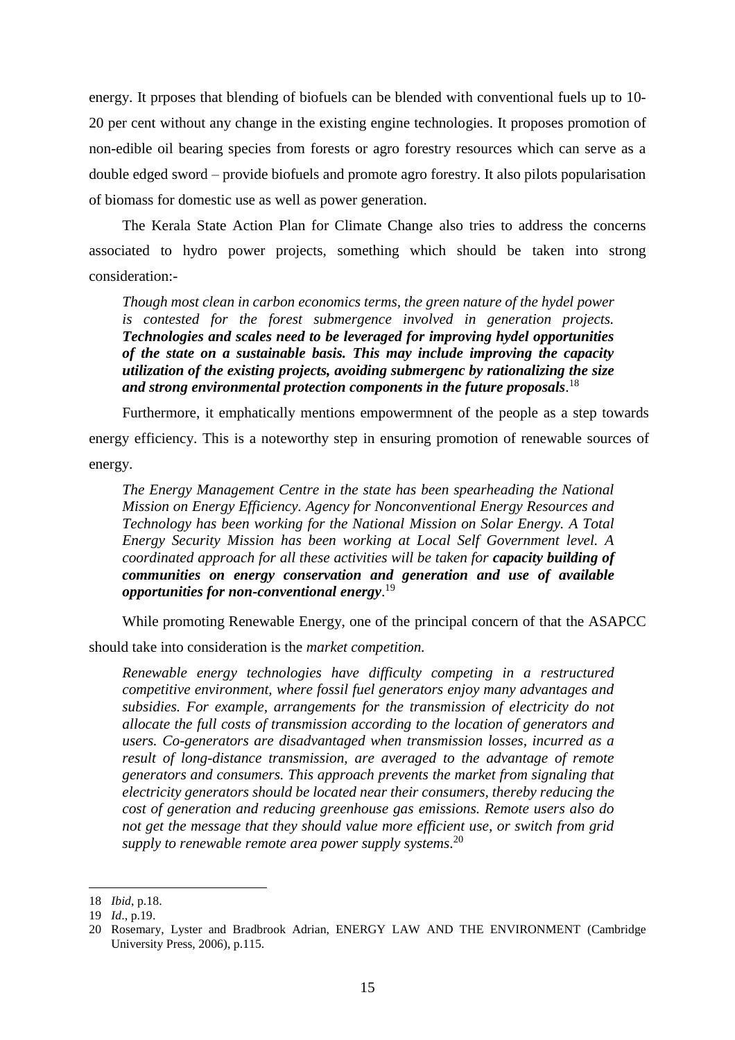energy. It prposes that blending of biofuels can be blended with conventional fuels up to 10-20 per cent without any change in the existing engine technologies. It proposes promotion of non-edible oil bearing species from forests or agro forestry resources which can serve as a double edged sword – provide biofuels and promote agro forestry. It also pilots popularisation of biomass for domestic use as well as power generation.

The Kerala State Action Plan for Climate Change also tries to address the concerns associated to hydro power projects, something which should be taken into strong consideration:-

> *Though most clean in carbon economics terms, the green nature of the hydel power is contested for the forest submergence involved in generation projects.* ***Technologies and scales need to be leveraged for improving hydel opportunities of the state on a sustainable basis. This may include improving the capacity utilization of the existing projects, avoiding submergenc by rationalizing the size and strong environmental protection components in the future proposals****.*[18]

Furthermore, it emphatically mentions empowermnent of the people as a step towards energy efficiency. This is a noteworthy step in ensuring promotion of renewable sources of energy.

> *The Energy Management Centre in the state has been spearheading the National Mission on Energy Efficiency. Agency for Nonconventional Energy Resources and Technology has been working for the National Mission on Solar Energy. A Total Energy Security Mission has been working at Local Self Government level. A coordinated approach for all these activities will be taken for* ***capacity building of communities on energy conservation and generation and use of available opportunities for non-conventional energy****.*[19]

While promoting Renewable Energy, one of the principal concern of that the ASAPCC should take into consideration is the *market competition.*

> *Renewable energy technologies have difficulty competing in a restructured competitive environment, where fossil fuel generators enjoy many advantages and subsidies. For example, arrangements for the transmission of electricity do not allocate the full costs of transmission according to the location of generators and users. Co-generators are disadvantaged when transmission losses, incurred as a result of long-distance transmission, are averaged to the advantage of remote generators and consumers. This approach prevents the market from signaling that electricity generators should be located near their consumers, thereby reducing the cost of generation and reducing greenhouse gas emissions. Remote users also do not get the message that they should value more efficient use, or switch from grid supply to renewable remote area power supply systems.*[20]

---

18 *Ibid*, p.18.

19 *Id*., p.19.

20 Rosemary, Lyster and Bradbrook Adrian, ENERGY LAW AND THE ENVIRONMENT (Cambridge University Press, 2006), p.115.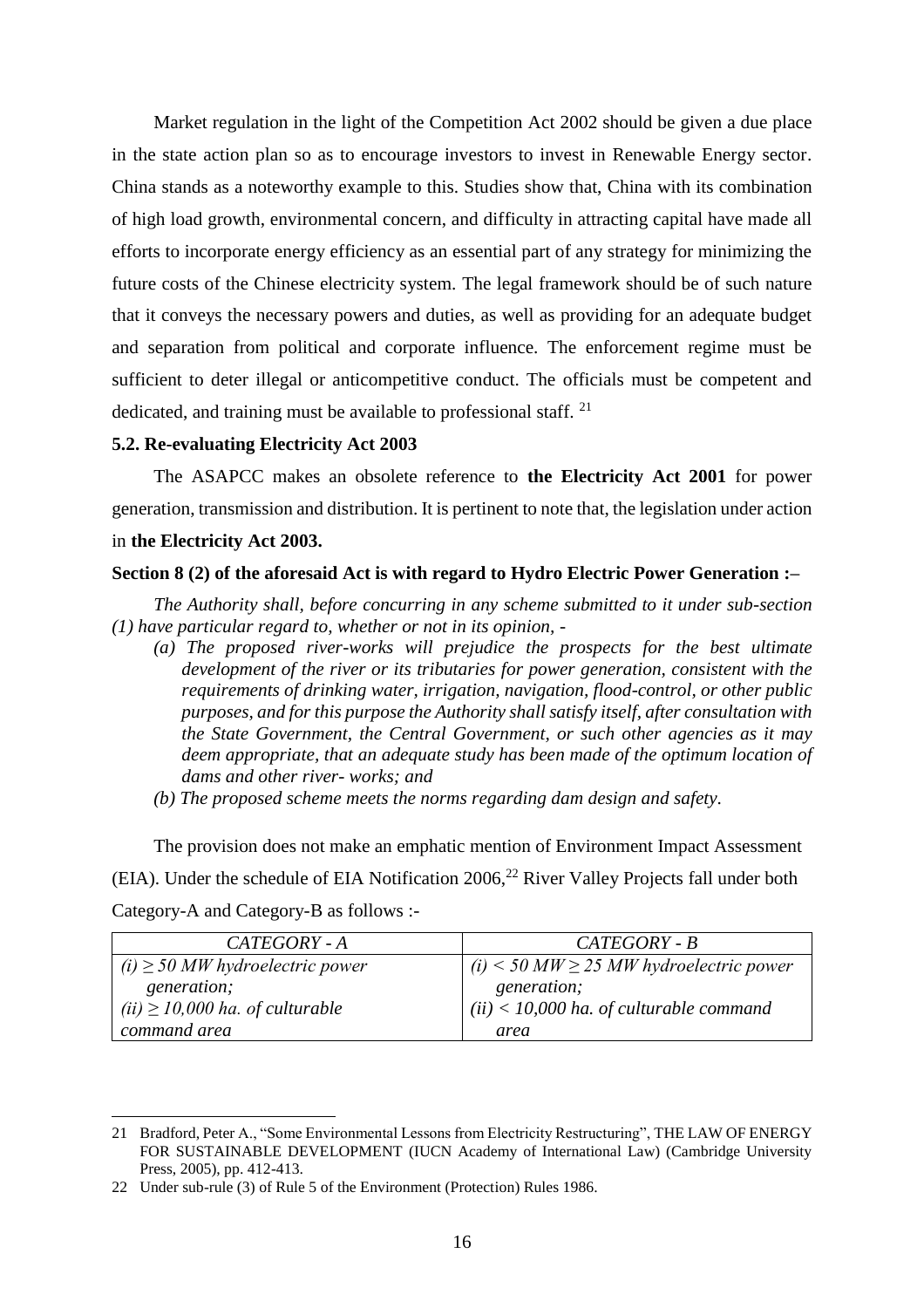Market regulation in the light of the Competition Act 2002 should be given a due place in the state action plan so as to encourage investors to invest in Renewable Energy sector. China stands as a noteworthy example to this. Studies show that, China with its combination of high load growth, environmental concern, and difficulty in attracting capital have made all efforts to incorporate energy efficiency as an essential part of any strategy for minimizing the future costs of the Chinese electricity system. The legal framework should be of such nature that it conveys the necessary powers and duties, as well as providing for an adequate budget and separation from political and corporate influence. The enforcement regime must be sufficient to deter illegal or anticompetitive conduct. The officials must be competent and dedicated, and training must be available to professional staff. [21]

### 5.2. Re-evaluating Electricity Act 2003

The ASAPCC makes an obsolete reference to **the Electricity Act 2001** for power generation, transmission and distribution. It is pertinent to note that, the legislation under action in **the Electricity Act 2003.**

**Section 8 (2) of the aforesaid Act is with regard to Hydro Electric Power Generation :–**

*The Authority shall, before concurring in any scheme submitted to it under sub-section (1) have particular regard to, whether or not in its opinion, -*

- *(a) The proposed river-works will prejudice the prospects for the best ultimate development of the river or its tributaries for power generation, consistent with the requirements of drinking water, irrigation, navigation, flood-control, or other public purposes, and for this purpose the Authority shall satisfy itself, after consultation with the State Government, the Central Government, or such other agencies as it may deem appropriate, that an adequate study has been made of the optimum location of dams and other river- works; and*
- *(b) The proposed scheme meets the norms regarding dam design and safety.*

The provision does not make an emphatic mention of Environment Impact Assessment (EIA). Under the schedule of EIA Notification 2006,[22] River Valley Projects fall under both Category-A and Category-B as follows :-

| *CATEGORY - A* | *CATEGORY - B* |
|---|---|
| *(i) ≥ 50 MW hydroelectric power generation;* <br> *(ii) ≥ 10,000 ha. of culturable command area* | *(i) < 50 MW ≥ 25 MW hydroelectric power generation;* <br> *(ii) < 10,000 ha. of culturable command area* |

21 Bradford, Peter A., "Some Environmental Lessons from Electricity Restructuring", THE LAW OF ENERGY FOR SUSTAINABLE DEVELOPMENT (IUCN Academy of International Law) (Cambridge University Press, 2005), pp. 412-413.

22 Under sub-rule (3) of Rule 5 of the Environment (Protection) Rules 1986.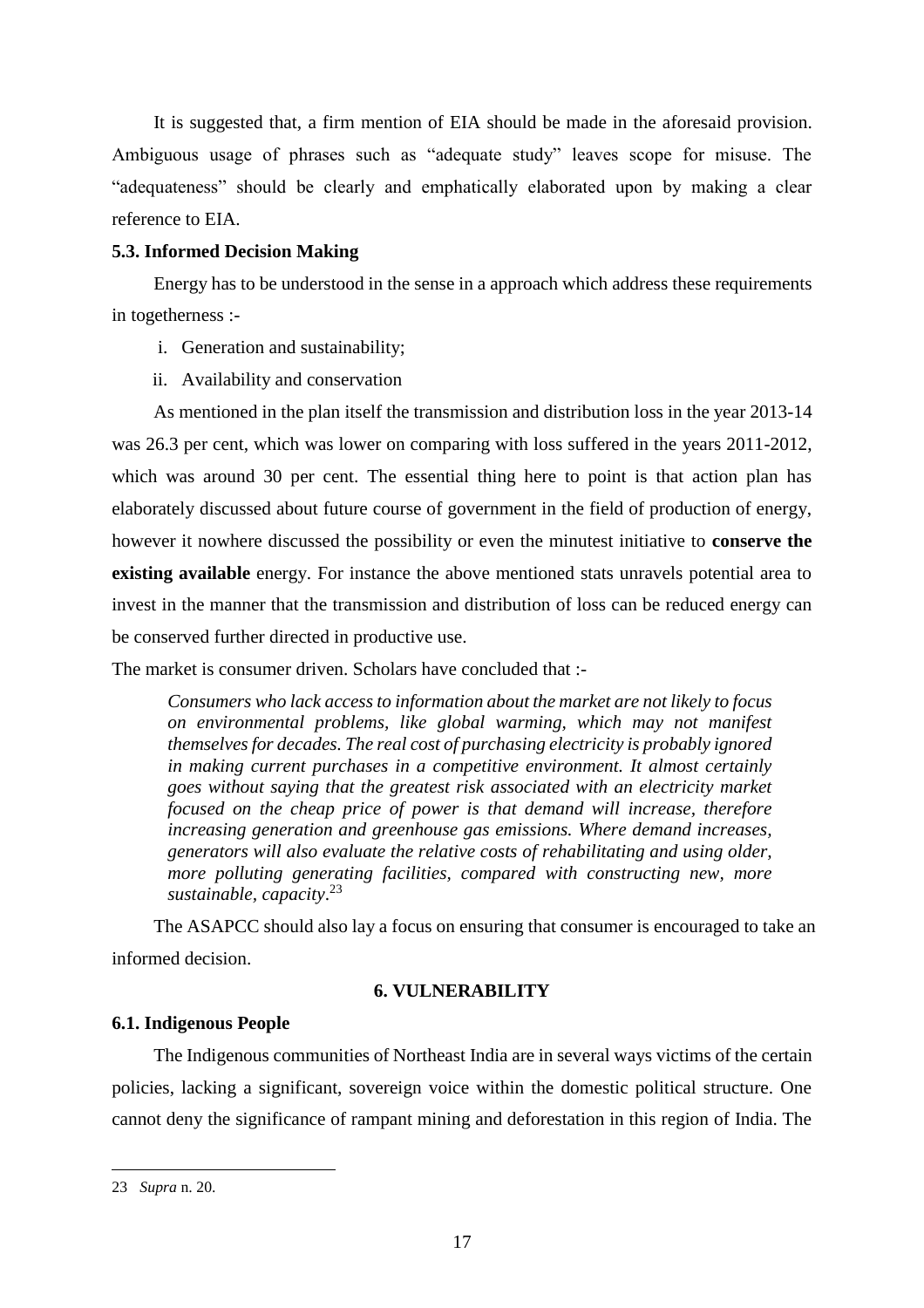It is suggested that, a firm mention of EIA should be made in the aforesaid provision. Ambiguous usage of phrases such as "adequate study" leaves scope for misuse. The "adequateness" should be clearly and emphatically elaborated upon by making a clear reference to EIA.

### 5.3. Informed Decision Making

Energy has to be understood in the sense in a approach which address these requirements in togetherness :-

i. Generation and sustainability;
ii. Availability and conservation

As mentioned in the plan itself the transmission and distribution loss in the year 2013-14 was 26.3 per cent, which was lower on comparing with loss suffered in the years 2011-2012, which was around 30 per cent. The essential thing here to point is that action plan has elaborately discussed about future course of government in the field of production of energy, however it nowhere discussed the possibility or even the minutest initiative to **conserve the existing available** energy. For instance the above mentioned stats unravels potential area to invest in the manner that the transmission and distribution of loss can be reduced energy can be conserved further directed in productive use.

The market is consumer driven. Scholars have concluded that :-

> *Consumers who lack access to information about the market are not likely to focus on environmental problems, like global warming, which may not manifest themselves for decades. The real cost of purchasing electricity is probably ignored in making current purchases in a competitive environment. It almost certainly goes without saying that the greatest risk associated with an electricity market focused on the cheap price of power is that demand will increase, therefore increasing generation and greenhouse gas emissions. Where demand increases, generators will also evaluate the relative costs of rehabilitating and using older, more polluting generating facilities, compared with constructing new, more sustainable, capacity*.[23]

The ASAPCC should also lay a focus on ensuring that consumer is encouraged to take an informed decision.

## 6. VULNERABILITY

### 6.1. Indigenous People

The Indigenous communities of Northeast India are in several ways victims of the certain policies, lacking a significant, sovereign voice within the domestic political structure. One cannot deny the significance of rampant mining and deforestation in this region of India. The

---

23 *Supra* n. 20.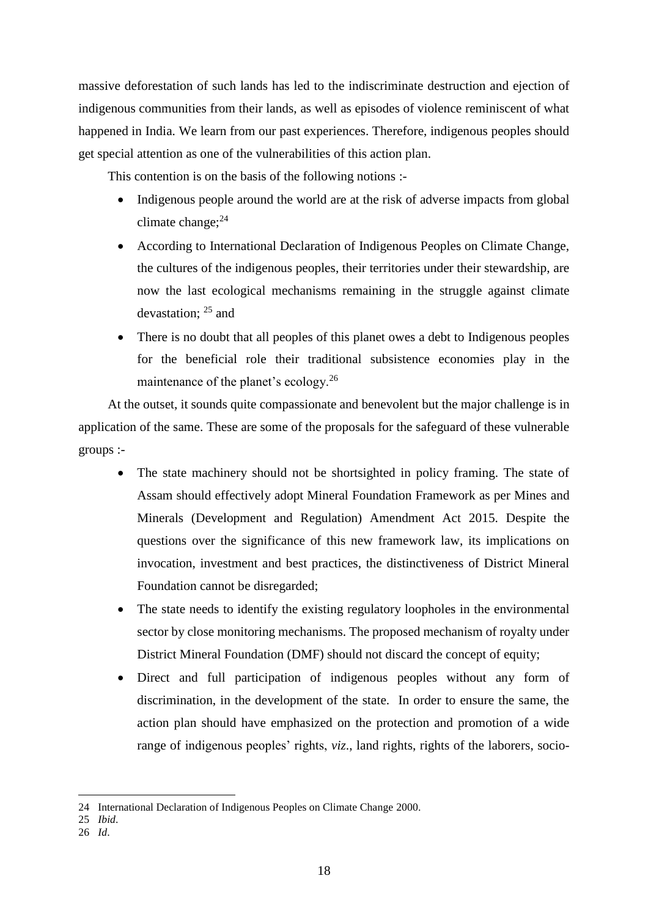massive deforestation of such lands has led to the indiscriminate destruction and ejection of indigenous communities from their lands, as well as episodes of violence reminiscent of what happened in India. We learn from our past experiences. Therefore, indigenous peoples should get special attention as one of the vulnerabilities of this action plan.

This contention is on the basis of the following notions :-

- Indigenous people around the world are at the risk of adverse impacts from global climate change;[24]
- According to International Declaration of Indigenous Peoples on Climate Change, the cultures of the indigenous peoples, their territories under their stewardship, are now the last ecological mechanisms remaining in the struggle against climate devastation; [25] and
- There is no doubt that all peoples of this planet owes a debt to Indigenous peoples for the beneficial role their traditional subsistence economies play in the maintenance of the planet's ecology.[26]

At the outset, it sounds quite compassionate and benevolent but the major challenge is in application of the same. These are some of the proposals for the safeguard of these vulnerable groups :-

- The state machinery should not be shortsighted in policy framing. The state of Assam should effectively adopt Mineral Foundation Framework as per Mines and Minerals (Development and Regulation) Amendment Act 2015. Despite the questions over the significance of this new framework law, its implications on invocation, investment and best practices, the distinctiveness of District Mineral Foundation cannot be disregarded;
- The state needs to identify the existing regulatory loopholes in the environmental sector by close monitoring mechanisms. The proposed mechanism of royalty under District Mineral Foundation (DMF) should not discard the concept of equity;
- Direct and full participation of indigenous peoples without any form of discrimination, in the development of the state. In order to ensure the same, the action plan should have emphasized on the protection and promotion of a wide range of indigenous peoples' rights, *viz.*, land rights, rights of the laborers, socio-

---

24 International Declaration of Indigenous Peoples on Climate Change 2000.

25 *Ibid*.

26 *Id*.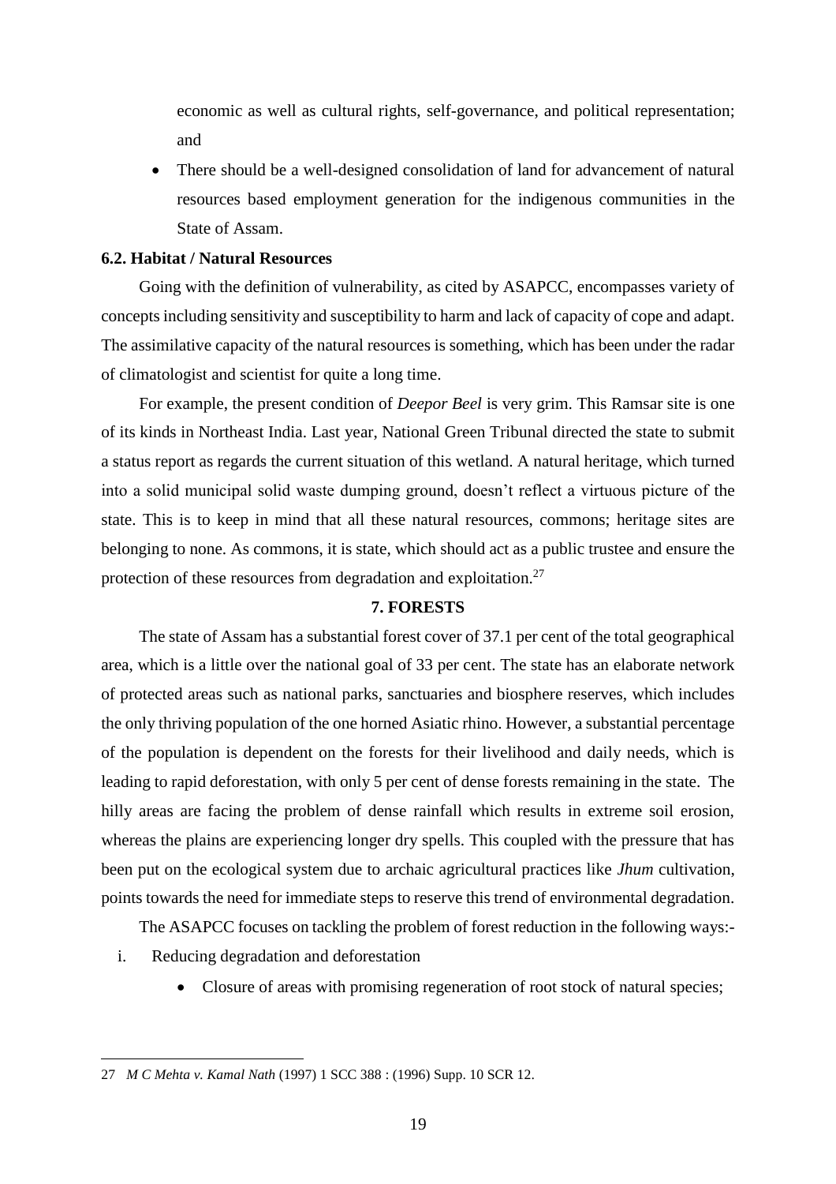economic as well as cultural rights, self-governance, and political representation; and

- There should be a well-designed consolidation of land for advancement of natural resources based employment generation for the indigenous communities in the State of Assam.

### 6.2. Habitat / Natural Resources

Going with the definition of vulnerability, as cited by ASAPCC, encompasses variety of concepts including sensitivity and susceptibility to harm and lack of capacity of cope and adapt. The assimilative capacity of the natural resources is something, which has been under the radar of climatologist and scientist for quite a long time.

For example, the present condition of *Deepor Beel* is very grim. This Ramsar site is one of its kinds in Northeast India. Last year, National Green Tribunal directed the state to submit a status report as regards the current situation of this wetland. A natural heritage, which turned into a solid municipal solid waste dumping ground, doesn't reflect a virtuous picture of the state. This is to keep in mind that all these natural resources, commons; heritage sites are belonging to none. As commons, it is state, which should act as a public trustee and ensure the protection of these resources from degradation and exploitation.[27]

## 7. FORESTS

The state of Assam has a substantial forest cover of 37.1 per cent of the total geographical area, which is a little over the national goal of 33 per cent. The state has an elaborate network of protected areas such as national parks, sanctuaries and biosphere reserves, which includes the only thriving population of the one horned Asiatic rhino. However, a substantial percentage of the population is dependent on the forests for their livelihood and daily needs, which is leading to rapid deforestation, with only 5 per cent of dense forests remaining in the state. The hilly areas are facing the problem of dense rainfall which results in extreme soil erosion, whereas the plains are experiencing longer dry spells. This coupled with the pressure that has been put on the ecological system due to archaic agricultural practices like *Jhum* cultivation, points towards the need for immediate steps to reserve this trend of environmental degradation.

The ASAPCC focuses on tackling the problem of forest reduction in the following ways:-

i. Reducing degradation and deforestation
   - Closure of areas with promising regeneration of root stock of natural species;

---

27 *M C Mehta v. Kamal Nath* (1997) 1 SCC 388 : (1996) Supp. 10 SCR 12.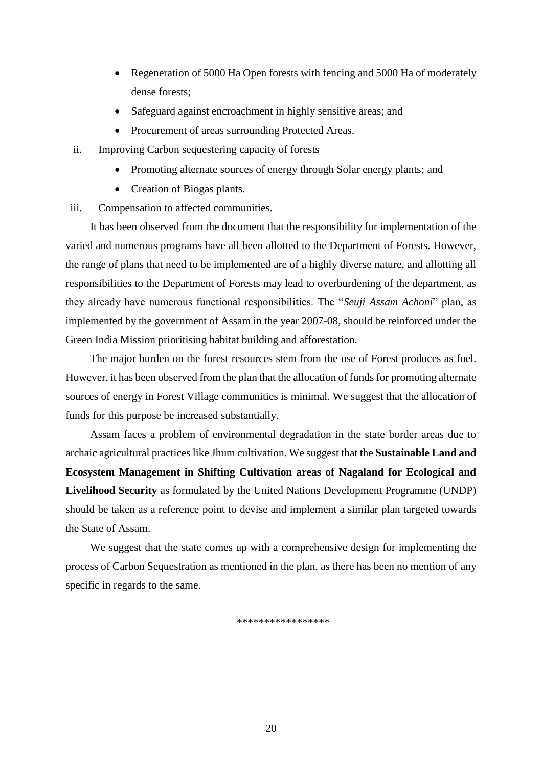- Regeneration of 5000 Ha Open forests with fencing and 5000 Ha of moderately dense forests;
- Safeguard against encroachment in highly sensitive areas; and
- Procurement of areas surrounding Protected Areas.

ii. Improving Carbon sequestering capacity of forests

- Promoting alternate sources of energy through Solar energy plants; and
- Creation of Biogas plants.

iii. Compensation to affected communities.

It has been observed from the document that the responsibility for implementation of the varied and numerous programs have all been allotted to the Department of Forests. However, the range of plans that need to be implemented are of a highly diverse nature, and allotting all responsibilities to the Department of Forests may lead to overburdening of the department, as they already have numerous functional responsibilities. The "*Seuji Assam Achoni*" plan, as implemented by the government of Assam in the year 2007-08, should be reinforced under the Green India Mission prioritising habitat building and afforestation.

The major burden on the forest resources stem from the use of Forest produces as fuel. However, it has been observed from the plan that the allocation of funds for promoting alternate sources of energy in Forest Village communities is minimal. We suggest that the allocation of funds for this purpose be increased substantially.

Assam faces a problem of environmental degradation in the state border areas due to archaic agricultural practices like Jhum cultivation. We suggest that the **Sustainable Land and Ecosystem Management in Shifting Cultivation areas of Nagaland for Ecological and Livelihood Security** as formulated by the United Nations Development Programme (UNDP) should be taken as a reference point to devise and implement a similar plan targeted towards the State of Assam.

We suggest that the state comes up with a comprehensive design for implementing the process of Carbon Sequestration as mentioned in the plan, as there has been no mention of any specific in regards to the same.

*****************